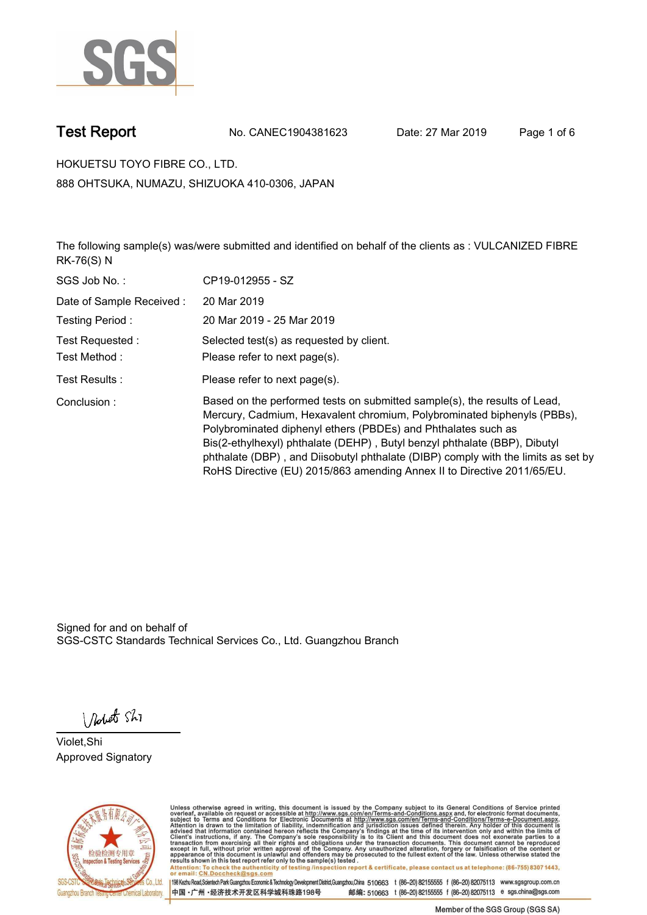SGS

# Test Report

No. CANEC1904381623　　Date: 27 Mar 2019

HOKUETSU TOYO FIBRE CO., LTD.

888 OHTSUKA, NUMAZU, SHIZUOKA 410-0306, JAPAN

The following sample(s) was/were submitted and identified on behalf of the clients as : VULCANIZED FIBRE RK-76(S) N

| | |
|---|---|
| SGS Job No. : | CP19-012955 - SZ |
| Date of Sample Received : | 20 Mar 2019 |
| Testing Period : | 20 Mar 2019 - 25 Mar 2019 |
| Test Requested : | Selected test(s) as requested by client. |
| Test Method : | Please refer to next page(s). |
| Test Results : | Please refer to next page(s). |
| Conclusion : | Based on the performed tests on submitted sample(s), the results of Lead, Mercury, Cadmium, Hexavalent chromium, Polybrominated biphenyls (PBBs), Polybrominated diphenyl ethers (PBDEs) and Phthalates such as Bis(2-ethylhexyl) phthalate (DEHP) , Butyl benzyl phthalate (BBP), Dibutyl phthalate (DBP) , and Diisobutyl phthalate (DIBP) comply with the limits as set by RoHS Directive (EU) 2015/863 amending Annex II to Directive 2011/65/EU. |

Signed for and on behalf of
SGS-CSTC Standards Technical Services Co., Ltd. Guangzhou Branch

Violet,Shi
Approved Signatory

Unless otherwise agreed in writing, this document is issued by the Company subject to its General Conditions of Service printed overleaf, available on request or accessible at http://www.sgs.com/en/Terms-and-Conditions.aspx and, for electronic format documents, subject to Terms and Conditions for Electronic Documents at http://www.sgs.com/en/Terms-and-Conditions/Terms-e-Document.aspx. Attention is drawn to the limitation of liability, indemnification and jurisdiction issues defined therein. Any holder of this document is advised that information contained hereon reflects the Company's findings at the time of its intervention only and within the limits of Client's instructions, if any. The Company's sole responsibility is to its Client and this document does not exonerate parties to a transaction from exercising all their rights and obligations under the transaction documents. This document cannot be reproduced except in full, without prior written approval of the Company. Any unauthorized alteration, forgery or falsification of the content or appearance of this document is unlawful and offenders may be prosecuted to the fullest extent of the law. Unless otherwise stated the results shown in this test report refer only to the sample(s) tested.

Attention: To check the authenticity of testing /inspection report & certificate, please contact us at telephone: (86-755) 8307 1443, or email: CN.Doccheck@sgs.com

198 Kezhu Road,Scientech Park Guangzhou Economic & Technology Development District,Guangzhou,China 510663 t (86-20) 82155555 f (86-20) 82075113 www.sgsgroup.com.cn

中国・广州・经济技术开发区科学城科珠路198号 邮编: 510663 t (86-20) 82155555 f (86-20) 82075113 e sgs.china@sgs.com

Member of the SGS Group (SGS SA)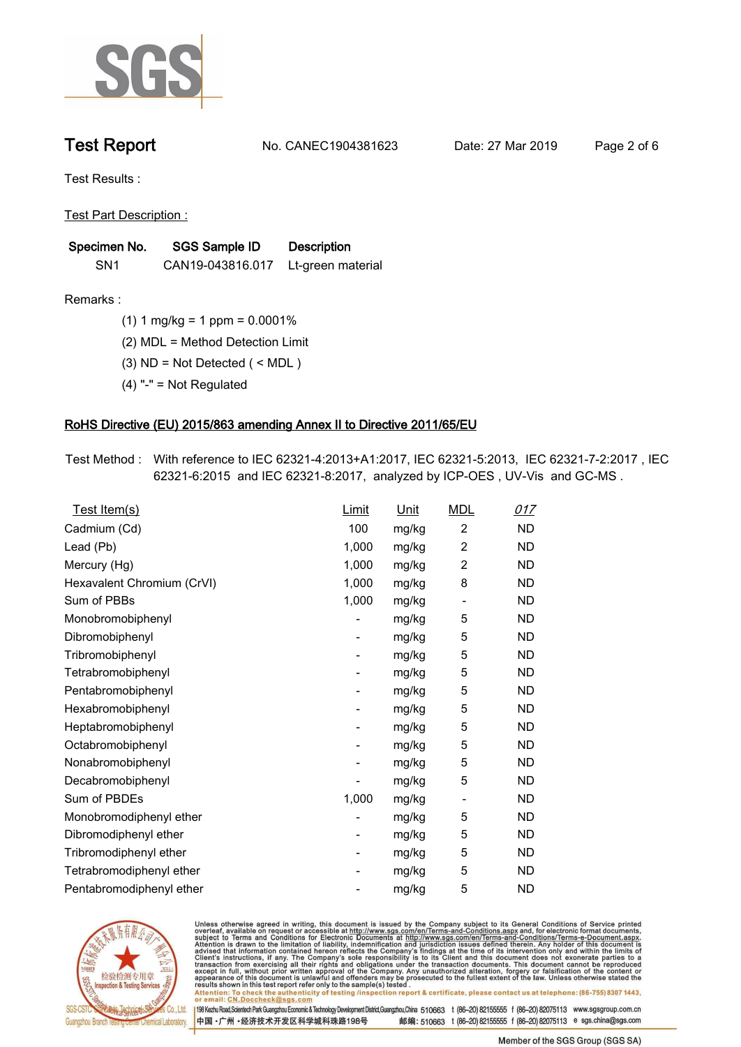# Test Report

No. CANEC1904381623 Date: 27 Mar 2019

Test Results :

Test Part Description :

| Specimen No. | SGS Sample ID | Description |
|---|---|---|
| SN1 | CAN19-043816.017 | Lt-green material |

Remarks :

(1) 1 mg/kg = 1 ppm = 0.0001%

(2) MDL = Method Detection Limit

(3) ND = Not Detected ( < MDL )

(4) "-" = Not Regulated

## RoHS Directive (EU) 2015/863 amending Annex II to Directive 2011/65/EU

Test Method : With reference to IEC 62321-4:2013+A1:2017, IEC 62321-5:2013, IEC 62321-7-2:2017 , IEC 62321-6:2015 and IEC 62321-8:2017, analyzed by ICP-OES , UV-Vis and GC-MS .

| Test Item(s) | Limit | Unit | MDL | 017 |
|---|---|---|---|---|
| Cadmium (Cd) | 100 | mg/kg | 2 | ND |
| Lead (Pb) | 1,000 | mg/kg | 2 | ND |
| Mercury (Hg) | 1,000 | mg/kg | 2 | ND |
| Hexavalent Chromium (CrVI) | 1,000 | mg/kg | 8 | ND |
| Sum of PBBs | 1,000 | mg/kg | - | ND |
| Monobromobiphenyl | - | mg/kg | 5 | ND |
| Dibromobiphenyl | - | mg/kg | 5 | ND |
| Tribromobiphenyl | - | mg/kg | 5 | ND |
| Tetrabromobiphenyl | - | mg/kg | 5 | ND |
| Pentabromobiphenyl | - | mg/kg | 5 | ND |
| Hexabromobiphenyl | - | mg/kg | 5 | ND |
| Heptabromobiphenyl | - | mg/kg | 5 | ND |
| Octabromobiphenyl | - | mg/kg | 5 | ND |
| Nonabromobiphenyl | - | mg/kg | 5 | ND |
| Decabromobiphenyl | - | mg/kg | 5 | ND |
| Sum of PBDEs | 1,000 | mg/kg | - | ND |
| Monobromodiphenyl ether | - | mg/kg | 5 | ND |
| Dibromodiphenyl ether | - | mg/kg | 5 | ND |
| Tribromodiphenyl ether | - | mg/kg | 5 | ND |
| Tetrabromodiphenyl ether | - | mg/kg | 5 | ND |
| Pentabromodiphenyl ether | - | mg/kg | 5 | ND |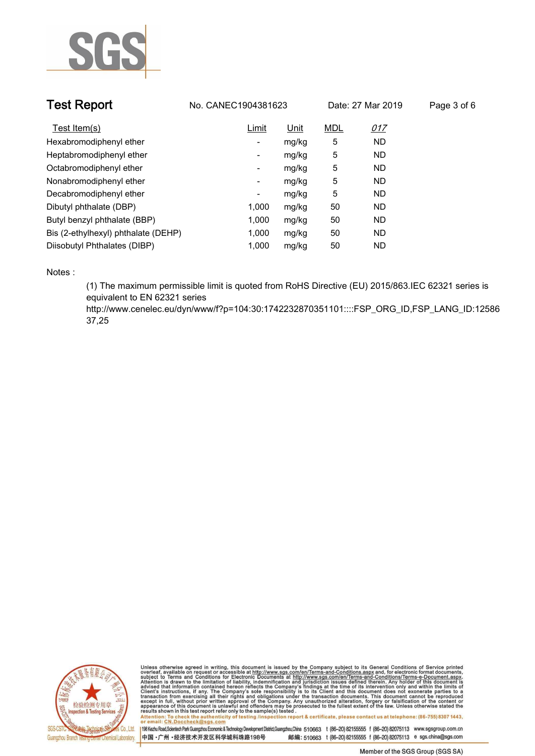# Test Report

No. CANEC1904381623 Date: 27 Mar 2019

| Test Item(s) | Limit | Unit | MDL | 017 |
|---|---|---|---|---|
| Hexabromodiphenyl ether | - | mg/kg | 5 | ND |
| Heptabromodiphenyl ether | - | mg/kg | 5 | ND |
| Octabromodiphenyl ether | - | mg/kg | 5 | ND |
| Nonabromodiphenyl ether | - | mg/kg | 5 | ND |
| Decabromodiphenyl ether | - | mg/kg | 5 | ND |
| Dibutyl phthalate (DBP) | 1,000 | mg/kg | 50 | ND |
| Butyl benzyl phthalate (BBP) | 1,000 | mg/kg | 50 | ND |
| Bis (2-ethylhexyl) phthalate (DEHP) | 1,000 | mg/kg | 50 | ND |
| Diisobutyl Phthalates (DIBP) | 1,000 | mg/kg | 50 | ND |

Notes :

(1) The maximum permissible limit is quoted from RoHS Directive (EU) 2015/863.IEC 62321 series is equivalent to EN 62321 series
http://www.cenelec.eu/dyn/www/f?p=104:30:1742232870351101::::FSP_ORG_ID,FSP_LANG_ID:1258637,25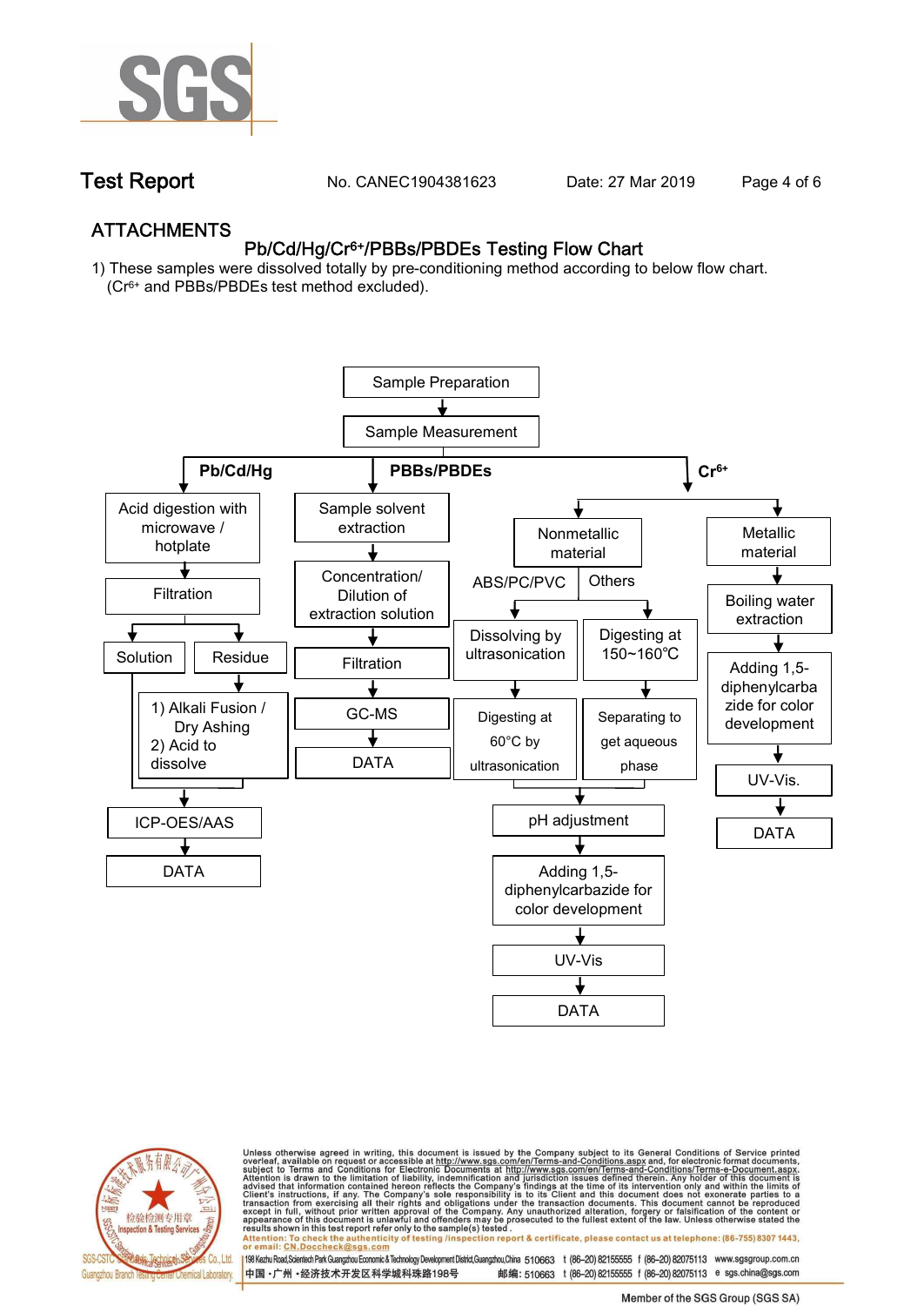## ATTACHMENTS

### Pb/Cd/Hg/$Cr^{6+}$/PBBs/PBDEs Testing Flow Chart

1) These samples were dissolved totally by pre-conditioning method according to below flow chart. ($Cr^{6+}$ and PBBs/PBDEs test method excluded).

Sample Preparation → Sample Measurement

**Pb/Cd/Hg**

- Acid digestion with microwave / hotplate
- Filtration
- Solution / Residue
  - Residue: 1) Alkali Fusion / Dry Ashing 2) Acid to dissolve
- ICP-OES/AAS
- DATA

**PBBs/PBDEs**

- Sample solvent extraction
- Concentration/ Dilution of extraction solution
- Filtration
- GC-MS
- DATA

**$Cr^{6+}$**

- Nonmetallic material
  - ABS/PC/PVC: Dissolving by ultrasonication → Digesting at 60°C by ultrasonication
  - Others: Digesting at 150~160℃ → Separating to get aqueous phase
  - pH adjustment
  - Adding 1,5-diphenylcarbazide for color development
  - UV-Vis
  - DATA
- Metallic material
  - Boiling water extraction
  - Adding 1,5-diphenylcarbazide for color development
  - UV-Vis.
  - DATA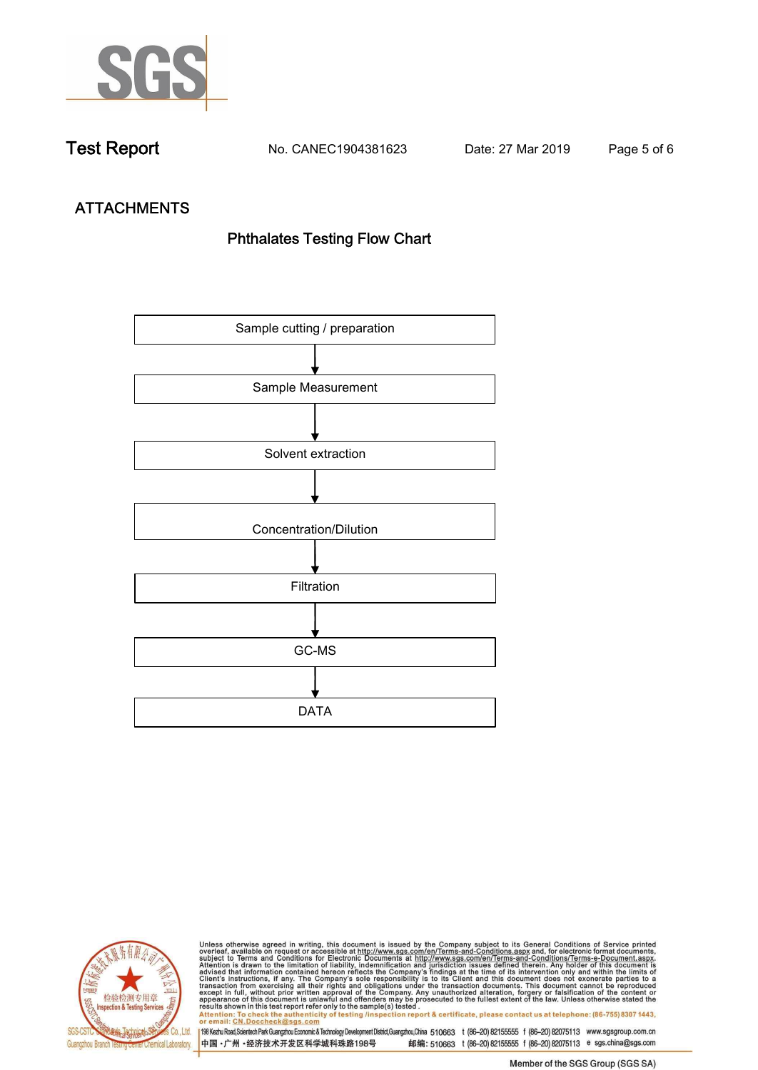Test Report No. CANEC1904381623 Date: 27 Mar 2019

## ATTACHMENTS

### Phthalates Testing Flow Chart

Sample cutting / preparation

↓

Sample Measurement

↓

Solvent extraction

↓

Concentration/Dilution

↓

Filtration

↓

GC-MS

↓

DATA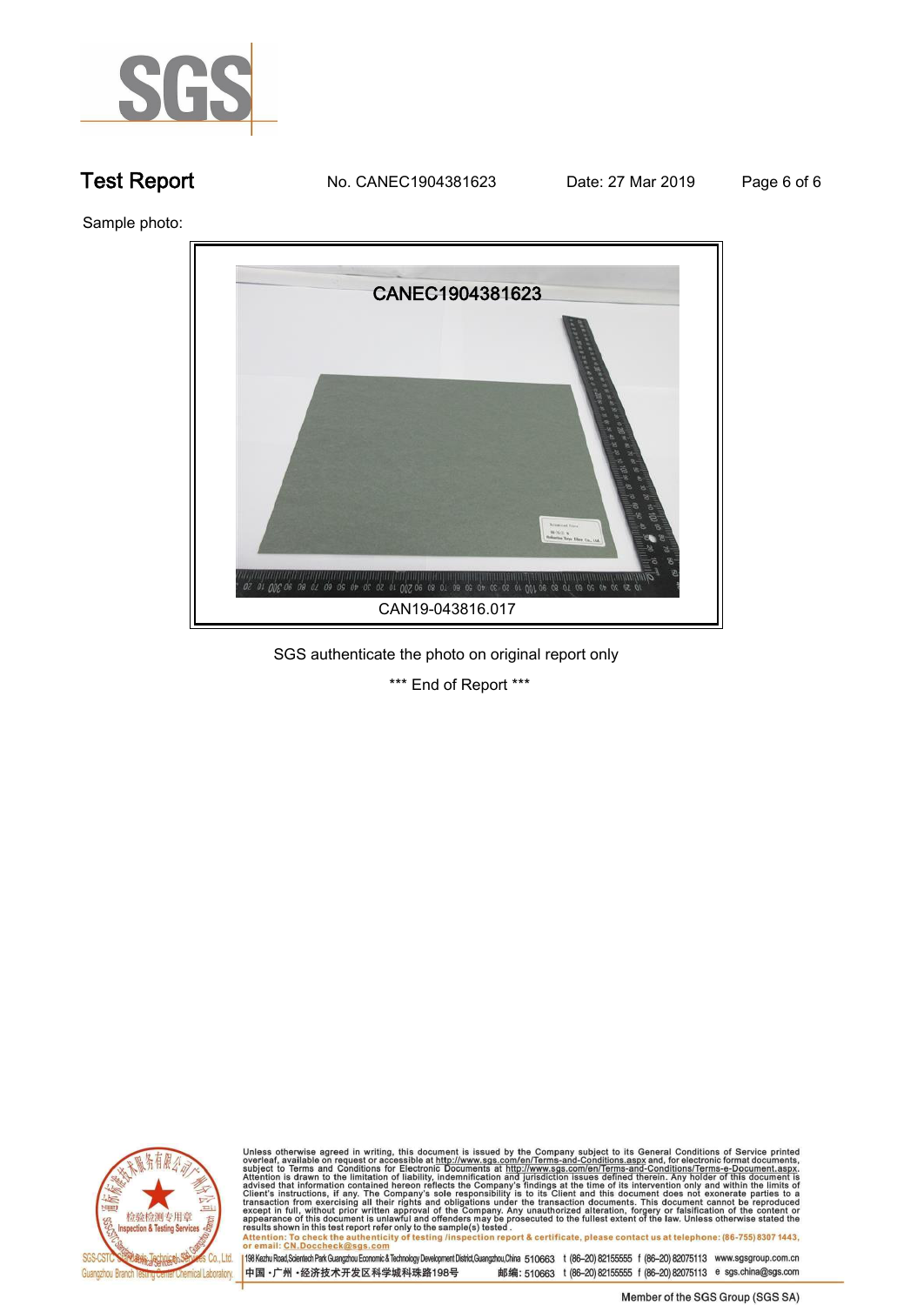Sample photo:

CANEC1904381623

CAN19-043816.017

SGS authenticate the photo on original report only

*** End of Report ***